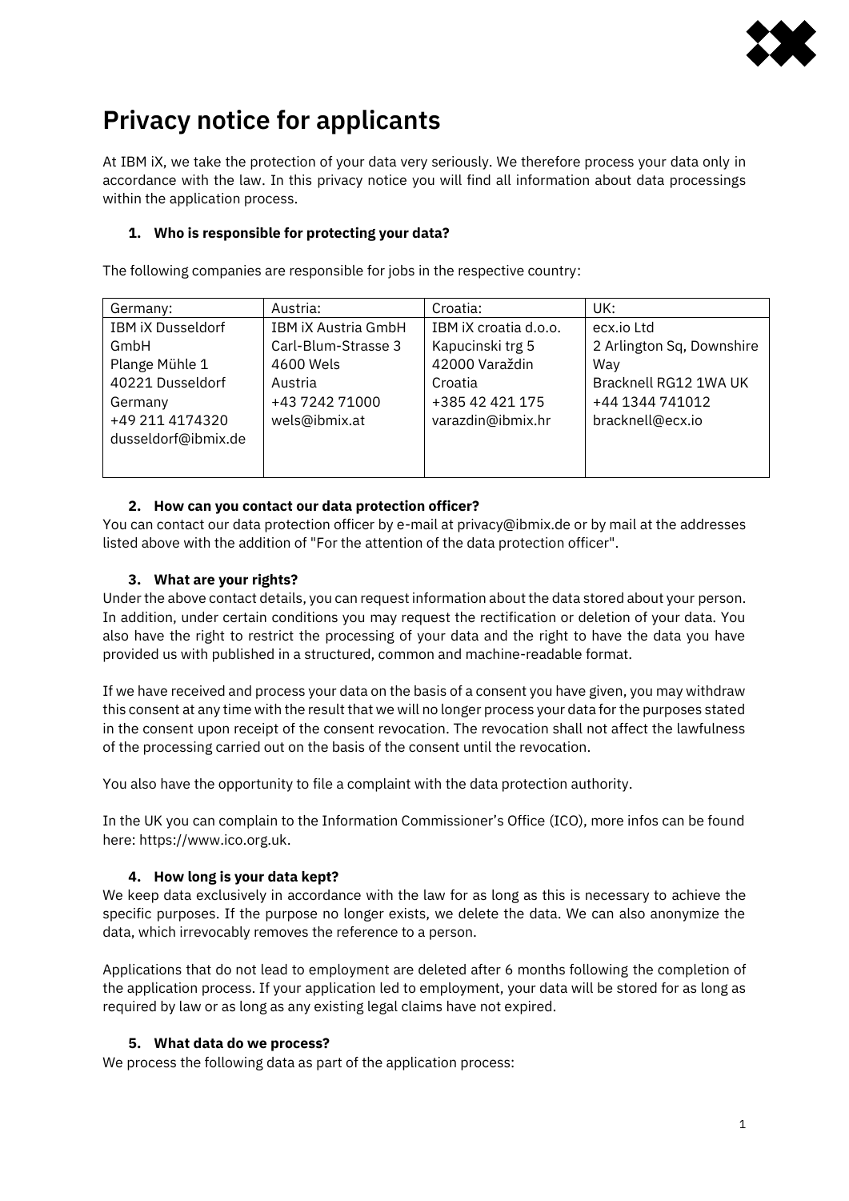# Privacy notice for applicants

At IBM iX, we take the protection of your data very seriously. We therefore process your data only in accordance with the law. In this privacy notice you will find all information about data processings within the application process.

## 1. Who is responsible for protecting your data?

The following companies are responsible for jobs in the respective country:

| Germany: | Austria: | Croatia: | UK: |
|---|---|---|---|
| IBM iX Dusseldorf GmbH<br>Plange Mühle 1<br>40221 Dusseldorf<br>Germany<br>+49 211 4174320<br>dusseldorf@ibmix.de | IBM iX Austria GmbH<br>Carl-Blum-Strasse 3<br>4600 Wels<br>Austria<br>+43 7242 71000<br>wels@ibmix.at | IBM iX croatia d.o.o.<br>Kapucinski trg 5<br>42000 Varaždin<br>Croatia<br>+385 42 421 175<br>varazdin@ibmix.hr | ecx.io Ltd<br>2 Arlington Sq, Downshire Way<br>Bracknell RG12 1WA UK<br>+44 1344 741012<br>bracknell@ecx.io |

## 2. How can you contact our data protection officer?

You can contact our data protection officer by e-mail at privacy@ibmix.de or by mail at the addresses listed above with the addition of "For the attention of the data protection officer".

## 3. What are your rights?

Under the above contact details, you can request information about the data stored about your person. In addition, under certain conditions you may request the rectification or deletion of your data. You also have the right to restrict the processing of your data and the right to have the data you have provided us with published in a structured, common and machine-readable format.

If we have received and process your data on the basis of a consent you have given, you may withdraw this consent at any time with the result that we will no longer process your data for the purposes stated in the consent upon receipt of the consent revocation. The revocation shall not affect the lawfulness of the processing carried out on the basis of the consent until the revocation.

You also have the opportunity to file a complaint with the data protection authority.

In the UK you can complain to the Information Commissioner's Office (ICO), more infos can be found here: https://www.ico.org.uk.

## 4. How long is your data kept?

We keep data exclusively in accordance with the law for as long as this is necessary to achieve the specific purposes. If the purpose no longer exists, we delete the data. We can also anonymize the data, which irrevocably removes the reference to a person.

Applications that do not lead to employment are deleted after 6 months following the completion of the application process. If your application led to employment, your data will be stored for as long as required by law or as long as any existing legal claims have not expired.

## 5. What data do we process?

We process the following data as part of the application process: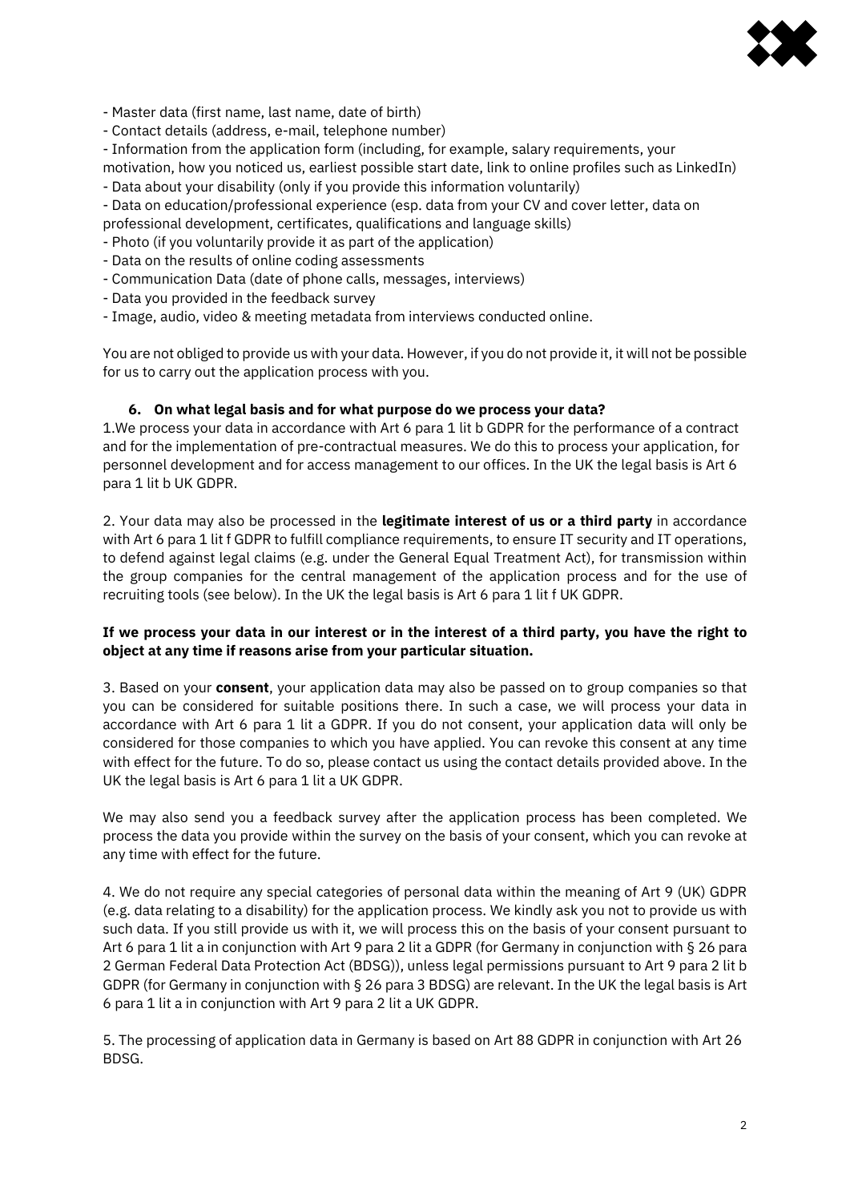- Master data (first name, last name, date of birth)
- Contact details (address, e-mail, telephone number)
- Information from the application form (including, for example, salary requirements, your motivation, how you noticed us, earliest possible start date, link to online profiles such as LinkedIn)
- Data about your disability (only if you provide this information voluntarily)
- Data on education/professional experience (esp. data from your CV and cover letter, data on professional development, certificates, qualifications and language skills)
- Photo (if you voluntarily provide it as part of the application)
- Data on the results of online coding assessments
- Communication Data (date of phone calls, messages, interviews)
- Data you provided in the feedback survey
- Image, audio, video & meeting metadata from interviews conducted online.

You are not obliged to provide us with your data. However, if you do not provide it, it will not be possible for us to carry out the application process with you.

### 6. On what legal basis and for what purpose do we process your data?

1.We process your data in accordance with Art 6 para 1 lit b GDPR for the performance of a contract and for the implementation of pre-contractual measures. We do this to process your application, for personnel development and for access management to our offices. In the UK the legal basis is Art 6 para 1 lit b UK GDPR.

2. Your data may also be processed in the **legitimate interest of us or a third party** in accordance with Art 6 para 1 lit f GDPR to fulfill compliance requirements, to ensure IT security and IT operations, to defend against legal claims (e.g. under the General Equal Treatment Act), for transmission within the group companies for the central management of the application process and for the use of recruiting tools (see below). In the UK the legal basis is Art 6 para 1 lit f UK GDPR.

**If we process your data in our interest or in the interest of a third party, you have the right to object at any time if reasons arise from your particular situation.**

3. Based on your **consent**, your application data may also be passed on to group companies so that you can be considered for suitable positions there. In such a case, we will process your data in accordance with Art 6 para 1 lit a GDPR. If you do not consent, your application data will only be considered for those companies to which you have applied. You can revoke this consent at any time with effect for the future. To do so, please contact us using the contact details provided above. In the UK the legal basis is Art 6 para 1 lit a UK GDPR.

We may also send you a feedback survey after the application process has been completed. We process the data you provide within the survey on the basis of your consent, which you can revoke at any time with effect for the future.

4. We do not require any special categories of personal data within the meaning of Art 9 (UK) GDPR (e.g. data relating to a disability) for the application process. We kindly ask you not to provide us with such data. If you still provide us with it, we will process this on the basis of your consent pursuant to Art 6 para 1 lit a in conjunction with Art 9 para 2 lit a GDPR (for Germany in conjunction with § 26 para 2 German Federal Data Protection Act (BDSG)), unless legal permissions pursuant to Art 9 para 2 lit b GDPR (for Germany in conjunction with § 26 para 3 BDSG) are relevant. In the UK the legal basis is Art 6 para 1 lit a in conjunction with Art 9 para 2 lit a UK GDPR.

5. The processing of application data in Germany is based on Art 88 GDPR in conjunction with Art 26 BDSG.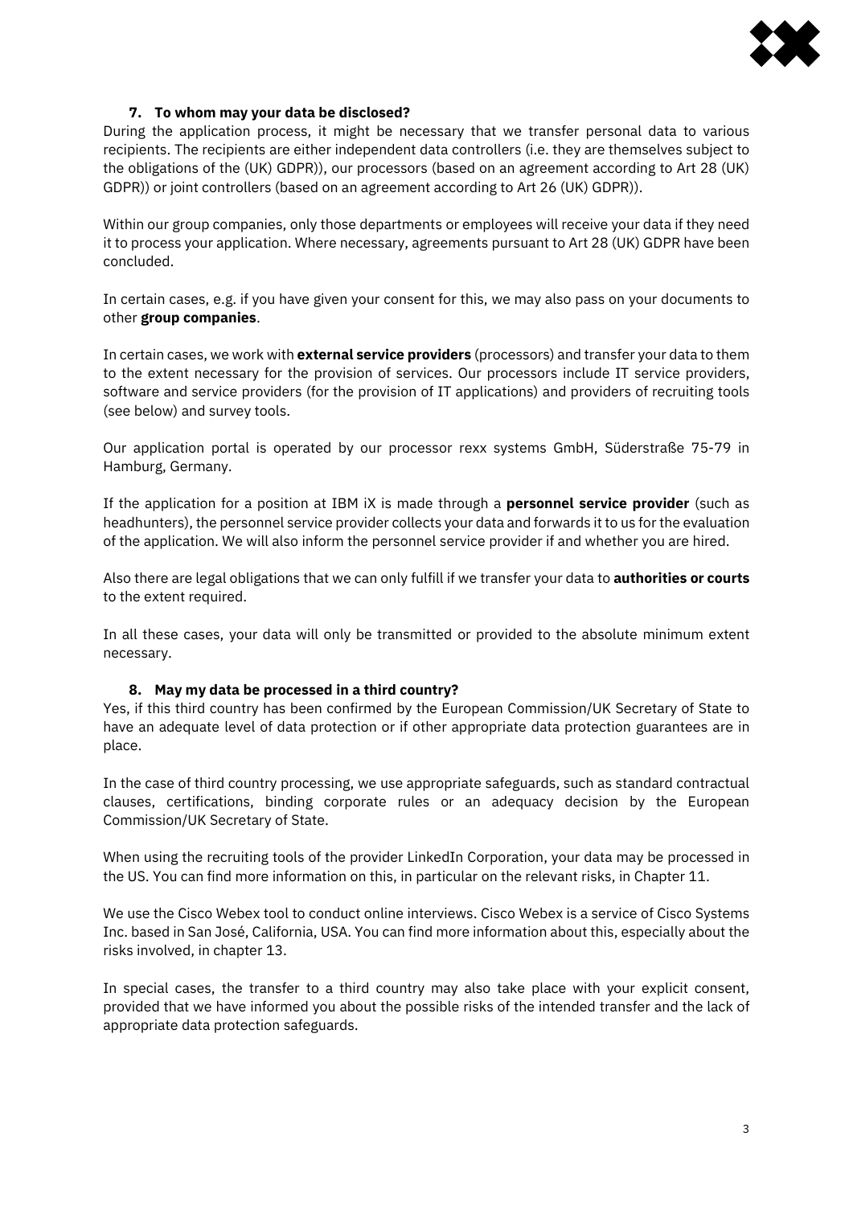### 7. To whom may your data be disclosed?

During the application process, it might be necessary that we transfer personal data to various recipients. The recipients are either independent data controllers (i.e. they are themselves subject to the obligations of the (UK) GDPR)), our processors (based on an agreement according to Art 28 (UK) GDPR)) or joint controllers (based on an agreement according to Art 26 (UK) GDPR)).

Within our group companies, only those departments or employees will receive your data if they need it to process your application. Where necessary, agreements pursuant to Art 28 (UK) GDPR have been concluded.

In certain cases, e.g. if you have given your consent for this, we may also pass on your documents to other **group companies**.

In certain cases, we work with **external service providers** (processors) and transfer your data to them to the extent necessary for the provision of services. Our processors include IT service providers, software and service providers (for the provision of IT applications) and providers of recruiting tools (see below) and survey tools.

Our application portal is operated by our processor rexx systems GmbH, Süderstraße 75-79 in Hamburg, Germany.

If the application for a position at IBM iX is made through a **personnel service provider** (such as headhunters), the personnel service provider collects your data and forwards it to us for the evaluation of the application. We will also inform the personnel service provider if and whether you are hired.

Also there are legal obligations that we can only fulfill if we transfer your data to **authorities or courts** to the extent required.

In all these cases, your data will only be transmitted or provided to the absolute minimum extent necessary.

### 8. May my data be processed in a third country?

Yes, if this third country has been confirmed by the European Commission/UK Secretary of State to have an adequate level of data protection or if other appropriate data protection guarantees are in place.

In the case of third country processing, we use appropriate safeguards, such as standard contractual clauses, certifications, binding corporate rules or an adequacy decision by the European Commission/UK Secretary of State.

When using the recruiting tools of the provider LinkedIn Corporation, your data may be processed in the US. You can find more information on this, in particular on the relevant risks, in Chapter 11.

We use the Cisco Webex tool to conduct online interviews. Cisco Webex is a service of Cisco Systems Inc. based in San José, California, USA. You can find more information about this, especially about the risks involved, in chapter 13.

In special cases, the transfer to a third country may also take place with your explicit consent, provided that we have informed you about the possible risks of the intended transfer and the lack of appropriate data protection safeguards.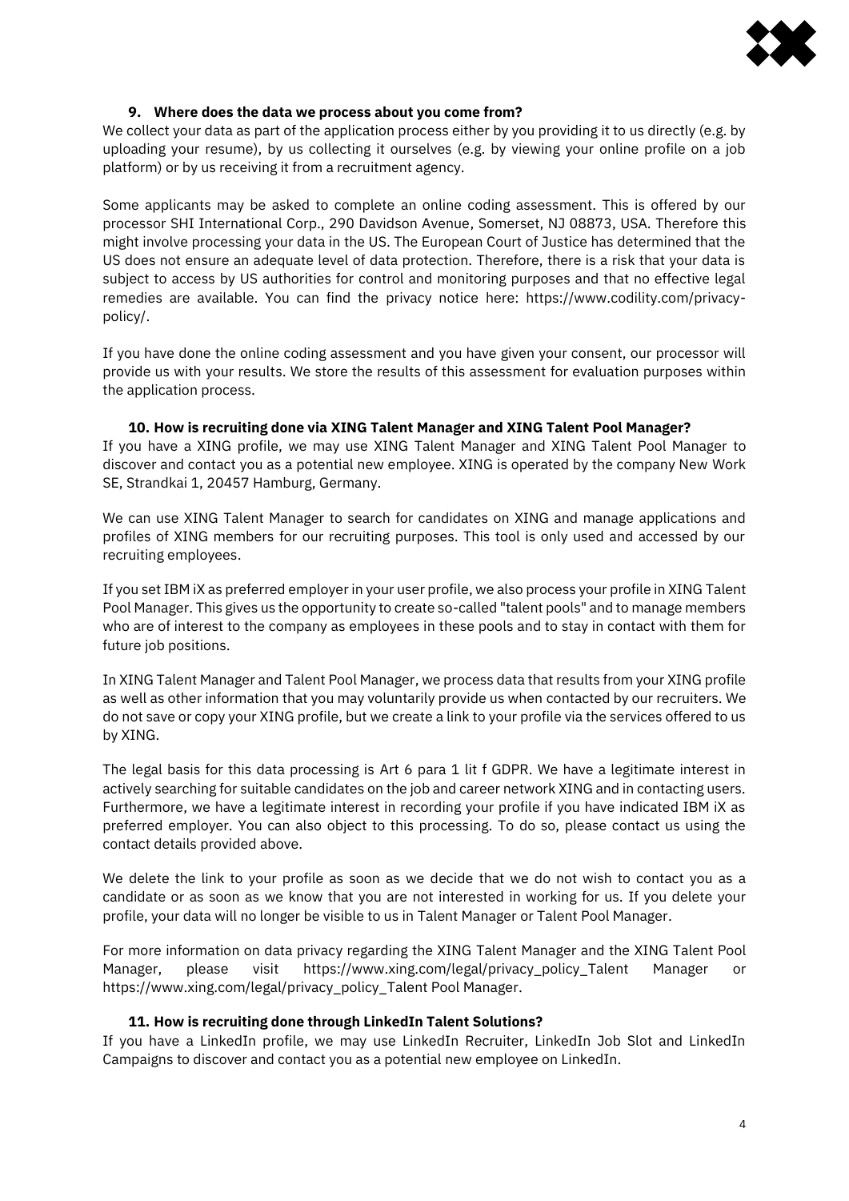### 9. Where does the data we process about you come from?

We collect your data as part of the application process either by you providing it to us directly (e.g. by uploading your resume), by us collecting it ourselves (e.g. by viewing your online profile on a job platform) or by us receiving it from a recruitment agency.

Some applicants may be asked to complete an online coding assessment. This is offered by our processor SHI International Corp., 290 Davidson Avenue, Somerset, NJ 08873, USA. Therefore this might involve processing your data in the US. The European Court of Justice has determined that the US does not ensure an adequate level of data protection. Therefore, there is a risk that your data is subject to access by US authorities for control and monitoring purposes and that no effective legal remedies are available. You can find the privacy notice here: https://www.codility.com/privacy-policy/.

If you have done the online coding assessment and you have given your consent, our processor will provide us with your results. We store the results of this assessment for evaluation purposes within the application process.

### 10. How is recruiting done via XING Talent Manager and XING Talent Pool Manager?

If you have a XING profile, we may use XING Talent Manager and XING Talent Pool Manager to discover and contact you as a potential new employee. XING is operated by the company New Work SE, Strandkai 1, 20457 Hamburg, Germany.

We can use XING Talent Manager to search for candidates on XING and manage applications and profiles of XING members for our recruiting purposes. This tool is only used and accessed by our recruiting employees.

If you set IBM iX as preferred employer in your user profile, we also process your profile in XING Talent Pool Manager. This gives us the opportunity to create so-called "talent pools" and to manage members who are of interest to the company as employees in these pools and to stay in contact with them for future job positions.

In XING Talent Manager and Talent Pool Manager, we process data that results from your XING profile as well as other information that you may voluntarily provide us when contacted by our recruiters. We do not save or copy your XING profile, but we create a link to your profile via the services offered to us by XING.

The legal basis for this data processing is Art 6 para 1 lit f GDPR. We have a legitimate interest in actively searching for suitable candidates on the job and career network XING and in contacting users. Furthermore, we have a legitimate interest in recording your profile if you have indicated IBM iX as preferred employer. You can also object to this processing. To do so, please contact us using the contact details provided above.

We delete the link to your profile as soon as we decide that we do not wish to contact you as a candidate or as soon as we know that you are not interested in working for us. If you delete your profile, your data will no longer be visible to us in Talent Manager or Talent Pool Manager.

For more information on data privacy regarding the XING Talent Manager and the XING Talent Pool Manager, please visit https://www.xing.com/legal/privacy_policy_Talent Manager or https://www.xing.com/legal/privacy_policy_Talent Pool Manager.

### 11. How is recruiting done through LinkedIn Talent Solutions?

If you have a LinkedIn profile, we may use LinkedIn Recruiter, LinkedIn Job Slot and LinkedIn Campaigns to discover and contact you as a potential new employee on LinkedIn.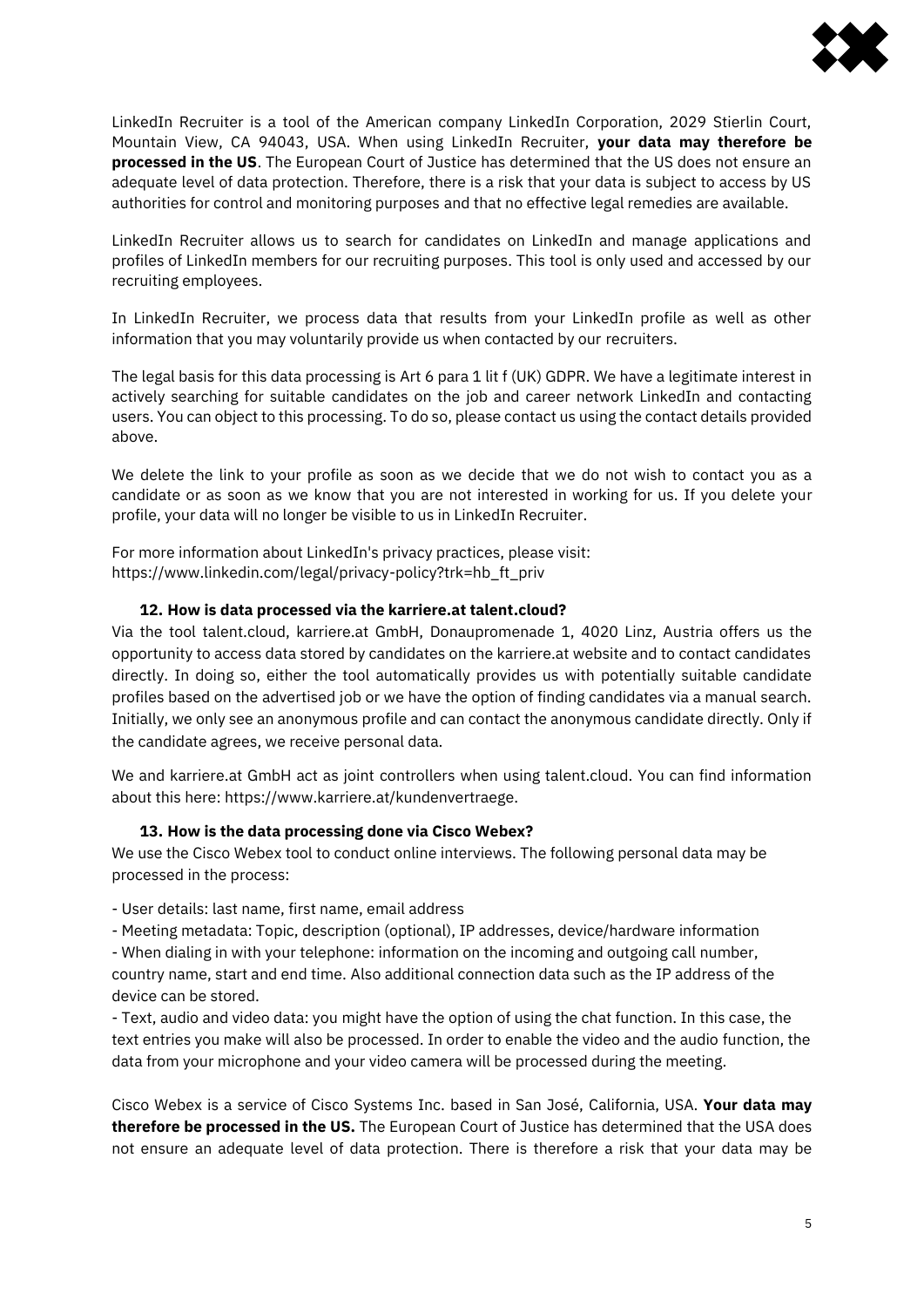LinkedIn Recruiter is a tool of the American company LinkedIn Corporation, 2029 Stierlin Court, Mountain View, CA 94043, USA. When using LinkedIn Recruiter, **your data may therefore be processed in the US**. The European Court of Justice has determined that the US does not ensure an adequate level of data protection. Therefore, there is a risk that your data is subject to access by US authorities for control and monitoring purposes and that no effective legal remedies are available.

LinkedIn Recruiter allows us to search for candidates on LinkedIn and manage applications and profiles of LinkedIn members for our recruiting purposes. This tool is only used and accessed by our recruiting employees.

In LinkedIn Recruiter, we process data that results from your LinkedIn profile as well as other information that you may voluntarily provide us when contacted by our recruiters.

The legal basis for this data processing is Art 6 para 1 lit f (UK) GDPR. We have a legitimate interest in actively searching for suitable candidates on the job and career network LinkedIn and contacting users. You can object to this processing. To do so, please contact us using the contact details provided above.

We delete the link to your profile as soon as we decide that we do not wish to contact you as a candidate or as soon as we know that you are not interested in working for us. If you delete your profile, your data will no longer be visible to us in LinkedIn Recruiter.

For more information about LinkedIn's privacy practices, please visit:
https://www.linkedin.com/legal/privacy-policy?trk=hb_ft_priv

### 12. How is data processed via the karriere.at talent.cloud?

Via the tool talent.cloud, karriere.at GmbH, Donaupromenade 1, 4020 Linz, Austria offers us the opportunity to access data stored by candidates on the karriere.at website and to contact candidates directly. In doing so, either the tool automatically provides us with potentially suitable candidate profiles based on the advertised job or we have the option of finding candidates via a manual search. Initially, we only see an anonymous profile and can contact the anonymous candidate directly. Only if the candidate agrees, we receive personal data.

We and karriere.at GmbH act as joint controllers when using talent.cloud. You can find information about this here: https://www.karriere.at/kundenvertraege.

### 13. How is the data processing done via Cisco Webex?

We use the Cisco Webex tool to conduct online interviews. The following personal data may be processed in the process:

- User details: last name, first name, email address
- Meeting metadata: Topic, description (optional), IP addresses, device/hardware information
- When dialing in with your telephone: information on the incoming and outgoing call number, country name, start and end time. Also additional connection data such as the IP address of the device can be stored.
- Text, audio and video data: you might have the option of using the chat function. In this case, the text entries you make will also be processed. In order to enable the video and the audio function, the data from your microphone and your video camera will be processed during the meeting.

Cisco Webex is a service of Cisco Systems Inc. based in San José, California, USA. **Your data may therefore be processed in the US.** The European Court of Justice has determined that the USA does not ensure an adequate level of data protection. There is therefore a risk that your data may be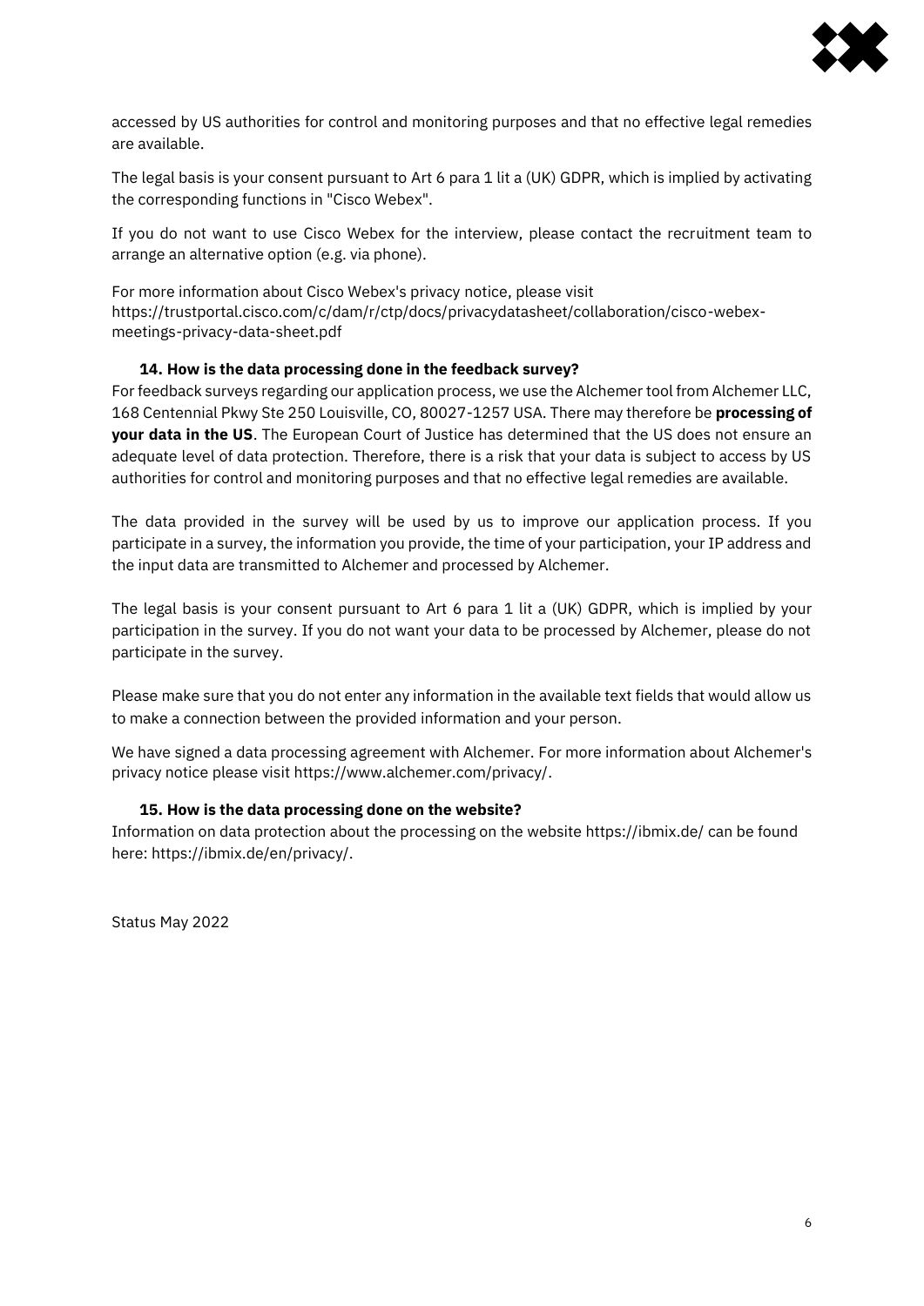accessed by US authorities for control and monitoring purposes and that no effective legal remedies are available.

The legal basis is your consent pursuant to Art 6 para 1 lit a (UK) GDPR, which is implied by activating the corresponding functions in "Cisco Webex".

If you do not want to use Cisco Webex for the interview, please contact the recruitment team to arrange an alternative option (e.g. via phone).

For more information about Cisco Webex's privacy notice, please visit https://trustportal.cisco.com/c/dam/r/ctp/docs/privacydatasheet/collaboration/cisco-webex-meetings-privacy-data-sheet.pdf

### 14. How is the data processing done in the feedback survey?

For feedback surveys regarding our application process, we use the Alchemer tool from Alchemer LLC, 168 Centennial Pkwy Ste 250 Louisville, CO, 80027-1257 USA. There may therefore be **processing of your data in the US**. The European Court of Justice has determined that the US does not ensure an adequate level of data protection. Therefore, there is a risk that your data is subject to access by US authorities for control and monitoring purposes and that no effective legal remedies are available.

The data provided in the survey will be used by us to improve our application process. If you participate in a survey, the information you provide, the time of your participation, your IP address and the input data are transmitted to Alchemer and processed by Alchemer.

The legal basis is your consent pursuant to Art 6 para 1 lit a (UK) GDPR, which is implied by your participation in the survey. If you do not want your data to be processed by Alchemer, please do not participate in the survey.

Please make sure that you do not enter any information in the available text fields that would allow us to make a connection between the provided information and your person.

We have signed a data processing agreement with Alchemer. For more information about Alchemer's privacy notice please visit https://www.alchemer.com/privacy/.

### 15. How is the data processing done on the website?

Information on data protection about the processing on the website https://ibmix.de/ can be found here: https://ibmix.de/en/privacy/.

Status May 2022